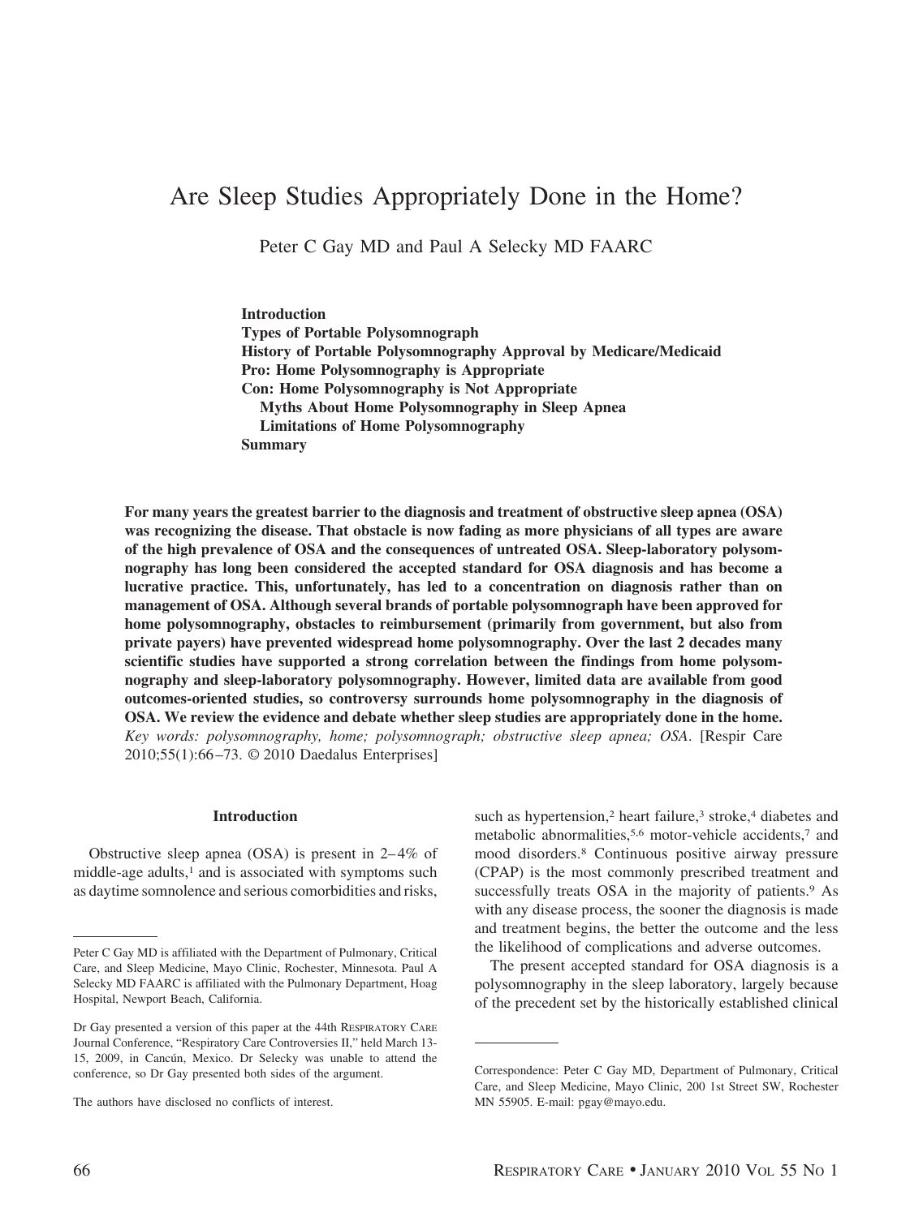# Are Sleep Studies Appropriately Done in the Home?

Peter C Gay MD and Paul A Selecky MD FAARC

**Introduction**
**Types of Portable Polysomnograph**
**History of Portable Polysomnography Approval by Medicare/Medicaid**
**Pro: Home Polysomnography is Appropriate**
**Con: Home Polysomnography is Not Appropriate**
**Myths About Home Polysomnography in Sleep Apnea**
**Limitations of Home Polysomnography**
**Summary**

**For many years the greatest barrier to the diagnosis and treatment of obstructive sleep apnea (OSA) was recognizing the disease. That obstacle is now fading as more physicians of all types are aware of the high prevalence of OSA and the consequences of untreated OSA. Sleep-laboratory polysomnography has long been considered the accepted standard for OSA diagnosis and has become a lucrative practice. This, unfortunately, has led to a concentration on diagnosis rather than on management of OSA. Although several brands of portable polysomnograph have been approved for home polysomnography, obstacles to reimbursement (primarily from government, but also from private payers) have prevented widespread home polysomnography. Over the last 2 decades many scientific studies have supported a strong correlation between the findings from home polysomnography and sleep-laboratory polysomnography. However, limited data are available from good outcomes-oriented studies, so controversy surrounds home polysomnography in the diagnosis of OSA. We review the evidence and debate whether sleep studies are appropriately done in the home.** *Key words: polysomnography, home; polysomnograph; obstructive sleep apnea; OSA*. [Respir Care 2010;55(1):66–73. © 2010 Daedalus Enterprises]

## Introduction

Obstructive sleep apnea (OSA) is present in 2–4% of middle-age adults,[1] and is associated with symptoms such as daytime somnolence and serious comorbidities and risks, such as hypertension,[2] heart failure,[3] stroke,[4] diabetes and metabolic abnormalities,[5,6] motor-vehicle accidents,[7] and mood disorders.[8] Continuous positive airway pressure (CPAP) is the most commonly prescribed treatment and successfully treats OSA in the majority of patients.[9] As with any disease process, the sooner the diagnosis is made and treatment begins, the better the outcome and the less the likelihood of complications and adverse outcomes.

The present accepted standard for OSA diagnosis is a polysomnography in the sleep laboratory, largely because of the precedent set by the historically established clinical

---

Peter C Gay MD is affiliated with the Department of Pulmonary, Critical Care, and Sleep Medicine, Mayo Clinic, Rochester, Minnesota. Paul A Selecky MD FAARC is affiliated with the Pulmonary Department, Hoag Hospital, Newport Beach, California.

Dr Gay presented a version of this paper at the 44th Respiratory Care Journal Conference, "Respiratory Care Controversies II," held March 13-15, 2009, in Cancún, Mexico. Dr Selecky was unable to attend the conference, so Dr Gay presented both sides of the argument.

The authors have disclosed no conflicts of interest.

Correspondence: Peter C Gay MD, Department of Pulmonary, Critical Care, and Sleep Medicine, Mayo Clinic, 200 1st Street SW, Rochester MN 55905. E-mail: pgay@mayo.edu.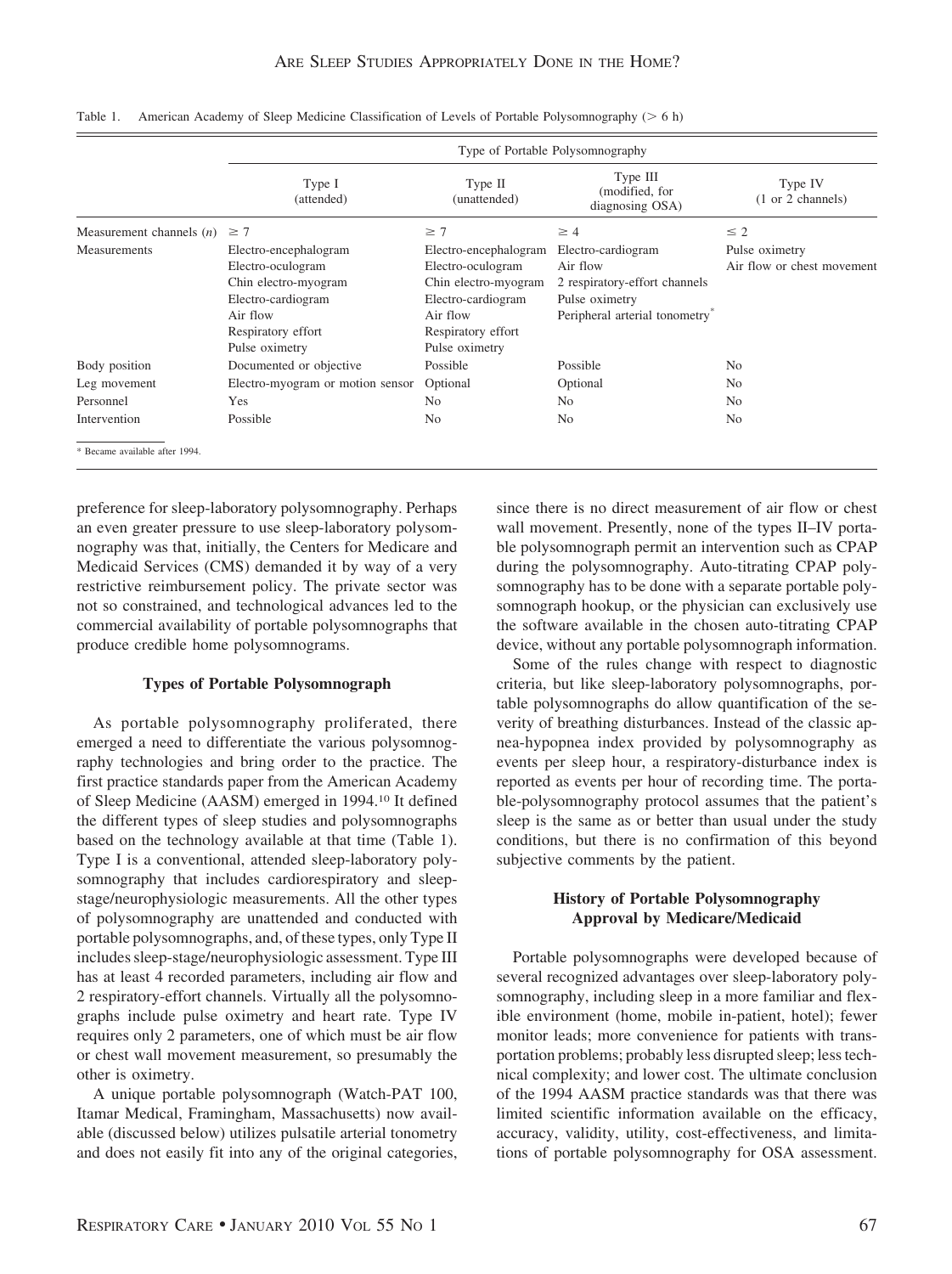Table 1. American Academy of Sleep Medicine Classification of Levels of Portable Polysomnography (> 6 h)

| | Type of Portable Polysomnography | | | |
|---|---|---|---|---|
| | Type I (attended) | Type II (unattended) | Type III (modified, for diagnosing OSA) | Type IV (1 or 2 channels) |
| Measurement channels ($n$) | $\geq 7$ | $\geq 7$ | $\geq 4$ | $\leq 2$ |
| Measurements | Electro-encephalogram<br>Electro-oculogram<br>Chin electro-myogram<br>Electro-cardiogram<br>Air flow<br>Respiratory effort<br>Pulse oximetry | Electro-encephalogram<br>Electro-oculogram<br>Chin electro-myogram<br>Electro-cardiogram<br>Air flow<br>Respiratory effort<br>Pulse oximetry | Electro-cardiogram<br>Air flow<br>2 respiratory-effort channels<br>Pulse oximetry<br>Peripheral arterial tonometry* | Pulse oximetry<br>Air flow or chest movement |
| Body position | Documented or objective | Possible | Possible | No |
| Leg movement | Electro-myogram or motion sensor | Optional | Optional | No |
| Personnel | Yes | No | No | No |
| Intervention | Possible | No | No | No |

* Became available after 1994.

preference for sleep-laboratory polysomnography. Perhaps an even greater pressure to use sleep-laboratory polysomnography was that, initially, the Centers for Medicare and Medicaid Services (CMS) demanded it by way of a very restrictive reimbursement policy. The private sector was not so constrained, and technological advances led to the commercial availability of portable polysomnographs that produce credible home polysomnograms.

### Types of Portable Polysomnograph

As portable polysomnography proliferated, there emerged a need to differentiate the various polysomnography technologies and bring order to the practice. The first practice standards paper from the American Academy of Sleep Medicine (AASM) emerged in 1994.[10] It defined the different types of sleep studies and polysomnographs based on the technology available at that time (Table 1). Type I is a conventional, attended sleep-laboratory polysomnography that includes cardiorespiratory and sleep-stage/neurophysiologic measurements. All the other types of polysomnography are unattended and conducted with portable polysomnographs, and, of these types, only Type II includes sleep-stage/neurophysiologic assessment. Type III has at least 4 recorded parameters, including air flow and 2 respiratory-effort channels. Virtually all the polysomnographs include pulse oximetry and heart rate. Type IV requires only 2 parameters, one of which must be air flow or chest wall movement measurement, so presumably the other is oximetry.

A unique portable polysomnograph (Watch-PAT 100, Itamar Medical, Framingham, Massachusetts) now available (discussed below) utilizes pulsatile arterial tonometry and does not easily fit into any of the original categories, since there is no direct measurement of air flow or chest wall movement. Presently, none of the types II–IV portable polysomnograph permit an intervention such as CPAP during the polysomnography. Auto-titrating CPAP polysomnography has to be done with a separate portable polysomnograph hookup, or the physician can exclusively use the software available in the chosen auto-titrating CPAP device, without any portable polysomnograph information.

Some of the rules change with respect to diagnostic criteria, but like sleep-laboratory polysomnographs, portable polysomnographs do allow quantification of the severity of breathing disturbances. Instead of the classic apnea-hypopnea index provided by polysomnography as events per sleep hour, a respiratory-disturbance index is reported as events per hour of recording time. The portable-polysomnography protocol assumes that the patient's sleep is the same as or better than usual under the study conditions, but there is no confirmation of this beyond subjective comments by the patient.

### History of Portable Polysomnography Approval by Medicare/Medicaid

Portable polysomnographs were developed because of several recognized advantages over sleep-laboratory polysomnography, including sleep in a more familiar and flexible environment (home, mobile in-patient, hotel); fewer monitor leads; more convenience for patients with transportation problems; probably less disrupted sleep; less technical complexity; and lower cost. The ultimate conclusion of the 1994 AASM practice standards was that there was limited scientific information available on the efficacy, accuracy, validity, utility, cost-effectiveness, and limitations of portable polysomnography for OSA assessment.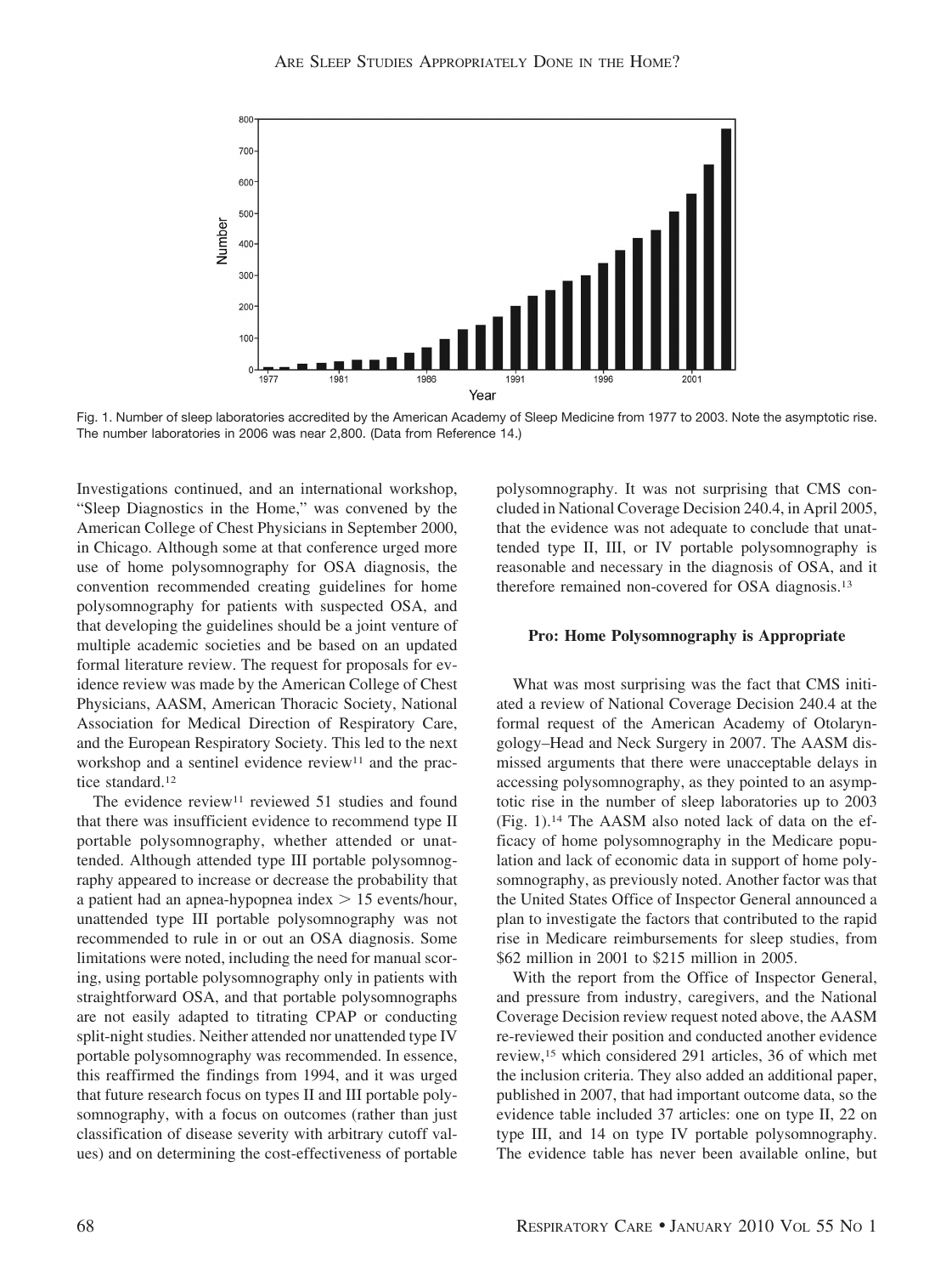800
700
600
500
400
300
200
100
0
Number
1977
1981
1986
1991
1996
2001
Year

Fig. 1. Number of sleep laboratories accredited by the American Academy of Sleep Medicine from 1977 to 2003. Note the asymptotic rise. The number laboratories in 2006 was near 2,800. (Data from Reference 14.)

Investigations continued, and an international workshop, "Sleep Diagnostics in the Home," was convened by the American College of Chest Physicians in September 2000, in Chicago. Although some at that conference urged more use of home polysomnography for OSA diagnosis, the convention recommended creating guidelines for home polysomnography for patients with suspected OSA, and that developing the guidelines should be a joint venture of multiple academic societies and be based on an updated formal literature review. The request for proposals for evidence review was made by the American College of Chest Physicians, AASM, American Thoracic Society, National Association for Medical Direction of Respiratory Care, and the European Respiratory Society. This led to the next workshop and a sentinel evidence review[11] and the practice standard.[12]

The evidence review[11] reviewed 51 studies and found that there was insufficient evidence to recommend type II portable polysomnography, whether attended or unattended. Although attended type III portable polysomnography appeared to increase or decrease the probability that a patient had an apnea-hypopnea index > 15 events/hour, unattended type III portable polysomnography was not recommended to rule in or out an OSA diagnosis. Some limitations were noted, including the need for manual scoring, using portable polysomnography only in patients with straightforward OSA, and that portable polysomnographs are not easily adapted to titrating CPAP or conducting split-night studies. Neither attended nor unattended type IV portable polysomnography was recommended. In essence, this reaffirmed the findings from 1994, and it was urged that future research focus on types II and III portable polysomnography, with a focus on outcomes (rather than just classification of disease severity with arbitrary cutoff values) and on determining the cost-effectiveness of portable polysomnography. It was not surprising that CMS concluded in National Coverage Decision 240.4, in April 2005, that the evidence was not adequate to conclude that unattended type II, III, or IV portable polysomnography is reasonable and necessary in the diagnosis of OSA, and it therefore remained non-covered for OSA diagnosis.[13]

### Pro: Home Polysomnography is Appropriate

What was most surprising was the fact that CMS initiated a review of National Coverage Decision 240.4 at the formal request of the American Academy of Otolaryngology–Head and Neck Surgery in 2007. The AASM dismissed arguments that there were unacceptable delays in accessing polysomnography, as they pointed to an asymptotic rise in the number of sleep laboratories up to 2003 (Fig. 1).[14] The AASM also noted lack of data on the efficacy of home polysomnography in the Medicare population and lack of economic data in support of home polysomnography, as previously noted. Another factor was that the United States Office of Inspector General announced a plan to investigate the factors that contributed to the rapid rise in Medicare reimbursements for sleep studies, from $62 million in 2001 to $215 million in 2005.

With the report from the Office of Inspector General, and pressure from industry, caregivers, and the National Coverage Decision review request noted above, the AASM re-reviewed their position and conducted another evidence review,[15] which considered 291 articles, 36 of which met the inclusion criteria. They also added an additional paper, published in 2007, that had important outcome data, so the evidence table included 37 articles: one on type II, 22 on type III, and 14 on type IV portable polysomnography. The evidence table has never been available online, but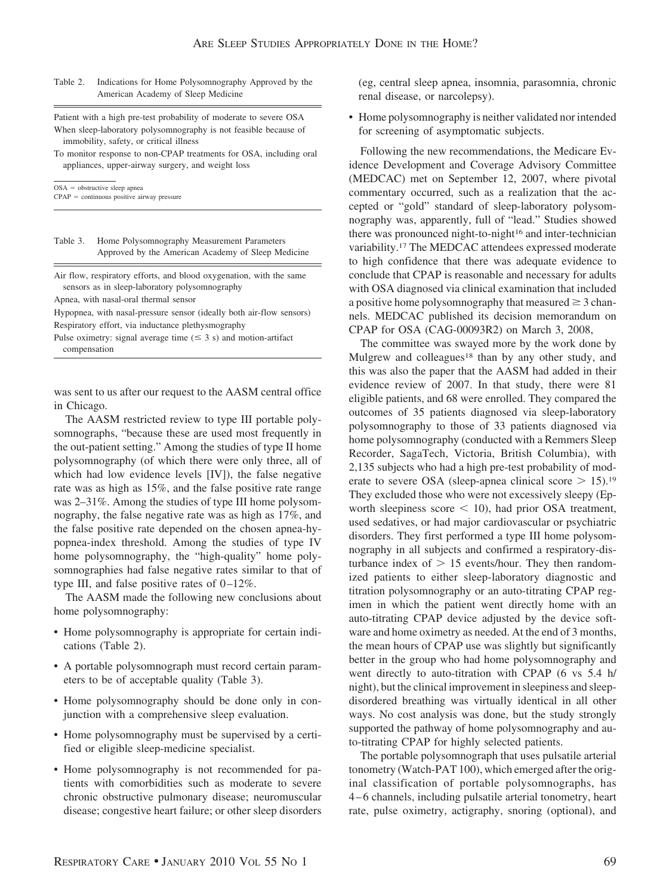Table 2. Indications for Home Polysomnography Approved by the American Academy of Sleep Medicine

| |
|---|
| Patient with a high pre-test probability of moderate to severe OSA |
| When sleep-laboratory polysomnography is not feasible because of immobility, safety, or critical illness |
| To monitor response to non-CPAP treatments for OSA, including oral appliances, upper-airway surgery, and weight loss |

OSA = obstructive sleep apnea
CPAP = continuous positive airway pressure

Table 3. Home Polysomnography Measurement Parameters Approved by the American Academy of Sleep Medicine

| |
|---|
| Air flow, respiratory efforts, and blood oxygenation, with the same sensors as in sleep-laboratory polysomnography |
| Apnea, with nasal-oral thermal sensor |
| Hypopnea, with nasal-pressure sensor (ideally both air-flow sensors) |
| Respiratory effort, via inductance plethysmography |
| Pulse oximetry: signal average time ($\leq$ 3 s) and motion-artifact compensation |

was sent to us after our request to the AASM central office in Chicago.

The AASM restricted review to type III portable polysomnographs, "because these are used most frequently in the out-patient setting." Among the studies of type II home polysomnography (of which there were only three, all of which had low evidence levels [IV]), the false negative rate was as high as 15%, and the false positive rate range was 2–31%. Among the studies of type III home polysomnography, the false negative rate was as high as 17%, and the false positive rate depended on the chosen apnea-hypopnea-index threshold. Among the studies of type IV home polysomnography, the "high-quality" home polysomnographies had false negative rates similar to that of type III, and false positive rates of 0–12%.

The AASM made the following new conclusions about home polysomnography:

- Home polysomnography is appropriate for certain indications (Table 2).
- A portable polysomnograph must record certain parameters to be of acceptable quality (Table 3).
- Home polysomnography should be done only in conjunction with a comprehensive sleep evaluation.
- Home polysomnography must be supervised by a certified or eligible sleep-medicine specialist.
- Home polysomnography is not recommended for patients with comorbidities such as moderate to severe chronic obstructive pulmonary disease; neuromuscular disease; congestive heart failure; or other sleep disorders (eg, central sleep apnea, insomnia, parasomnia, chronic renal disease, or narcolepsy).
- Home polysomnography is neither validated nor intended for screening of asymptomatic subjects.

Following the new recommendations, the Medicare Evidence Development and Coverage Advisory Committee (MEDCAC) met on September 12, 2007, where pivotal commentary occurred, such as a realization that the accepted or "gold" standard of sleep-laboratory polysomnography was, apparently, full of "lead." Studies showed there was pronounced night-to-night[16] and inter-technician variability.[17] The MEDCAC attendees expressed moderate to high confidence that there was adequate evidence to conclude that CPAP is reasonable and necessary for adults with OSA diagnosed via clinical examination that included a positive home polysomnography that measured $\geq$ 3 channels. MEDCAC published its decision memorandum on CPAP for OSA (CAG-00093R2) on March 3, 2008,

The committee was swayed more by the work done by Mulgrew and colleagues[18] than by any other study, and this was also the paper that the AASM had added in their evidence review of 2007. In that study, there were 81 eligible patients, and 68 were enrolled. They compared the outcomes of 35 patients diagnosed via sleep-laboratory polysomnography to those of 33 patients diagnosed via home polysomnography (conducted with a Remmers Sleep Recorder, SagaTech, Victoria, British Columbia), with 2,135 subjects who had a high pre-test probability of moderate to severe OSA (sleep-apnea clinical score $>$ 15).[19] They excluded those who were not excessively sleepy (Epworth sleepiness score $<$ 10), had prior OSA treatment, used sedatives, or had major cardiovascular or psychiatric disorders. They first performed a type III home polysomnography in all subjects and confirmed a respiratory-disturbance index of $>$ 15 events/hour. They then randomized patients to either sleep-laboratory diagnostic and titration polysomnography or an auto-titrating CPAP regimen in which the patient went directly home with an auto-titrating CPAP device adjusted by the device software and home oximetry as needed. At the end of 3 months, the mean hours of CPAP use was slightly but significantly better in the group who had home polysomnography and went directly to auto-titration with CPAP (6 vs 5.4 h/night), but the clinical improvement in sleepiness and sleep-disordered breathing was virtually identical in all other ways. No cost analysis was done, but the study strongly supported the pathway of home polysomnography and auto-titrating CPAP for highly selected patients.

The portable polysomnograph that uses pulsatile arterial tonometry (Watch-PAT 100), which emerged after the original classification of portable polysomnographs, has 4–6 channels, including pulsatile arterial tonometry, heart rate, pulse oximetry, actigraphy, snoring (optional), and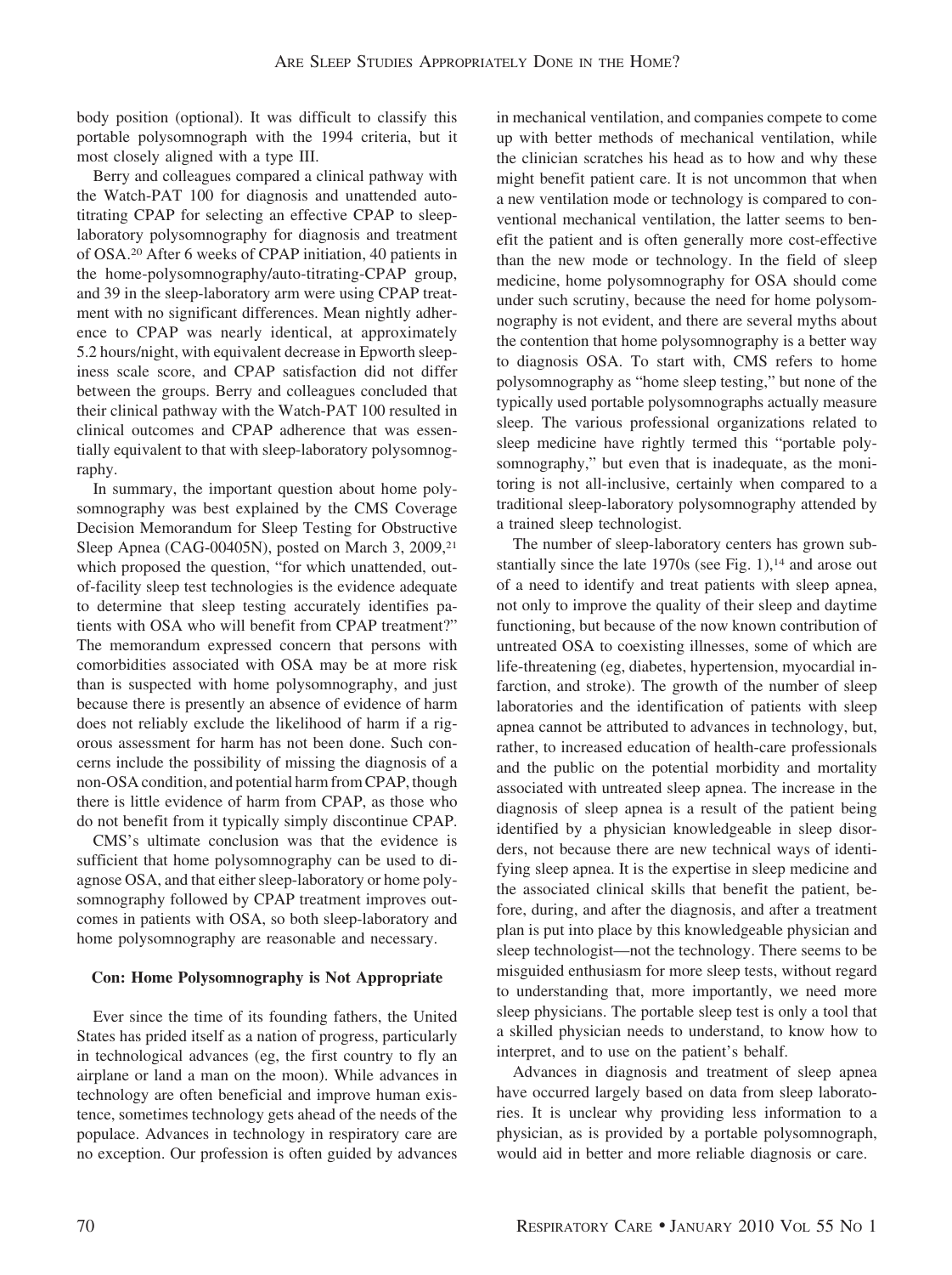body position (optional). It was difficult to classify this portable polysomnograph with the 1994 criteria, but it most closely aligned with a type III.

Berry and colleagues compared a clinical pathway with the Watch-PAT 100 for diagnosis and unattended auto-titrating CPAP for selecting an effective CPAP to sleep-laboratory polysomnography for diagnosis and treatment of OSA.[20] After 6 weeks of CPAP initiation, 40 patients in the home-polysomnography/auto-titrating-CPAP group, and 39 in the sleep-laboratory arm were using CPAP treatment with no significant differences. Mean nightly adherence to CPAP was nearly identical, at approximately 5.2 hours/night, with equivalent decrease in Epworth sleepiness scale score, and CPAP satisfaction did not differ between the groups. Berry and colleagues concluded that their clinical pathway with the Watch-PAT 100 resulted in clinical outcomes and CPAP adherence that was essentially equivalent to that with sleep-laboratory polysomnography.

In summary, the important question about home polysomnography was best explained by the CMS Coverage Decision Memorandum for Sleep Testing for Obstructive Sleep Apnea (CAG-00405N), posted on March 3, 2009,[21] which proposed the question, "for which unattended, out-of-facility sleep test technologies is the evidence adequate to determine that sleep testing accurately identifies patients with OSA who will benefit from CPAP treatment?" The memorandum expressed concern that persons with comorbidities associated with OSA may be at more risk than is suspected with home polysomnography, and just because there is presently an absence of evidence of harm does not reliably exclude the likelihood of harm if a rigorous assessment for harm has not been done. Such concerns include the possibility of missing the diagnosis of a non-OSA condition, and potential harm from CPAP, though there is little evidence of harm from CPAP, as those who do not benefit from it typically simply discontinue CPAP.

CMS's ultimate conclusion was that the evidence is sufficient that home polysomnography can be used to diagnose OSA, and that either sleep-laboratory or home polysomnography followed by CPAP treatment improves outcomes in patients with OSA, so both sleep-laboratory and home polysomnography are reasonable and necessary.

### Con: Home Polysomnography is Not Appropriate

Ever since the time of its founding fathers, the United States has prided itself as a nation of progress, particularly in technological advances (eg, the first country to fly an airplane or land a man on the moon). While advances in technology are often beneficial and improve human existence, sometimes technology gets ahead of the needs of the populace. Advances in technology in respiratory care are no exception. Our profession is often guided by advances in mechanical ventilation, and companies compete to come up with better methods of mechanical ventilation, while the clinician scratches his head as to how and why these might benefit patient care. It is not uncommon that when a new ventilation mode or technology is compared to conventional mechanical ventilation, the latter seems to benefit the patient and is often generally more cost-effective than the new mode or technology. In the field of sleep medicine, home polysomnography for OSA should come under such scrutiny, because the need for home polysomnography is not evident, and there are several myths about the contention that home polysomnography is a better way to diagnosis OSA. To start with, CMS refers to home polysomnography as "home sleep testing," but none of the typically used portable polysomnographs actually measure sleep. The various professional organizations related to sleep medicine have rightly termed this "portable polysomnography," but even that is inadequate, as the monitoring is not all-inclusive, certainly when compared to a traditional sleep-laboratory polysomnography attended by a trained sleep technologist.

The number of sleep-laboratory centers has grown substantially since the late 1970s (see Fig. 1),[14] and arose out of a need to identify and treat patients with sleep apnea, not only to improve the quality of their sleep and daytime functioning, but because of the now known contribution of untreated OSA to coexisting illnesses, some of which are life-threatening (eg, diabetes, hypertension, myocardial infarction, and stroke). The growth of the number of sleep laboratories and the identification of patients with sleep apnea cannot be attributed to advances in technology, but, rather, to increased education of health-care professionals and the public on the potential morbidity and mortality associated with untreated sleep apnea. The increase in the diagnosis of sleep apnea is a result of the patient being identified by a physician knowledgeable in sleep disorders, not because there are new technical ways of identifying sleep apnea. It is the expertise in sleep medicine and the associated clinical skills that benefit the patient, before, during, and after the diagnosis, and after a treatment plan is put into place by this knowledgeable physician and sleep technologist—not the technology. There seems to be misguided enthusiasm for more sleep tests, without regard to understanding that, more importantly, we need more sleep physicians. The portable sleep test is only a tool that a skilled physician needs to understand, to know how to interpret, and to use on the patient's behalf.

Advances in diagnosis and treatment of sleep apnea have occurred largely based on data from sleep laboratories. It is unclear why providing less information to a physician, as is provided by a portable polysomnograph, would aid in better and more reliable diagnosis or care.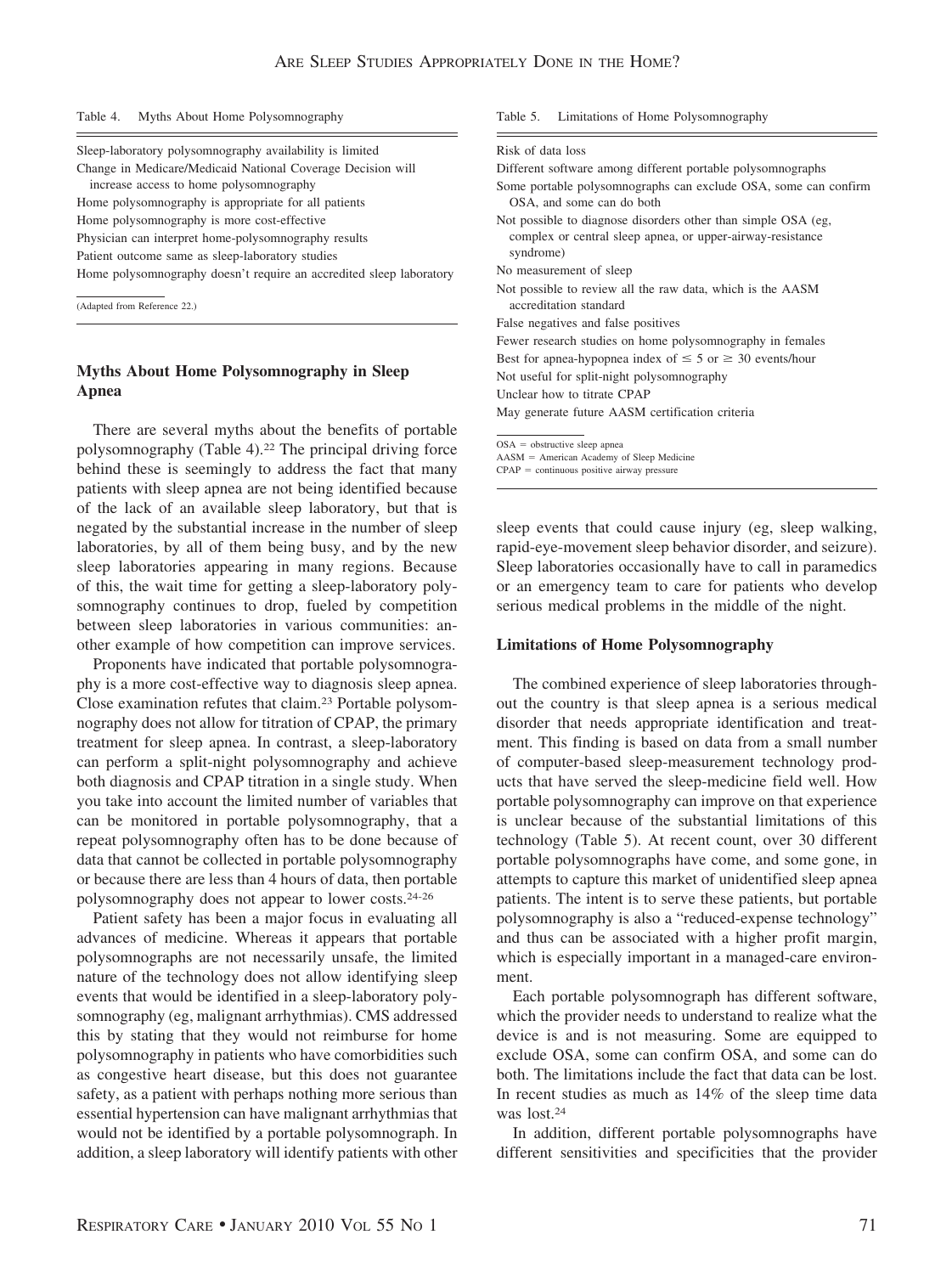Table 4. Myths About Home Polysomnography

| |
|---|
| Sleep-laboratory polysomnography availability is limited |
| Change in Medicare/Medicaid National Coverage Decision will increase access to home polysomnography |
| Home polysomnography is appropriate for all patients |
| Home polysomnography is more cost-effective |
| Physician can interpret home-polysomnography results |
| Patient outcome same as sleep-laboratory studies |
| Home polysomnography doesn't require an accredited sleep laboratory |

(Adapted from Reference 22.)

Table 5. Limitations of Home Polysomnography

| |
|---|
| Risk of data loss |
| Different software among different portable polysomnographs |
| Some portable polysomnographs can exclude OSA, some can confirm OSA, and some can do both |
| Not possible to diagnose disorders other than simple OSA (eg, complex or central sleep apnea, or upper-airway-resistance syndrome) |
| No measurement of sleep |
| Not possible to review all the raw data, which is the AASM accreditation standard |
| False negatives and false positives |
| Fewer research studies on home polysomnography in females |
| Best for apnea-hypopnea index of ≤ 5 or ≥ 30 events/hour |
| Not useful for split-night polysomnography |
| Unclear how to titrate CPAP |
| May generate future AASM certification criteria |

OSA = obstructive sleep apnea
AASM = American Academy of Sleep Medicine
CPAP = continuous positive airway pressure

## Myths About Home Polysomnography in Sleep Apnea

There are several myths about the benefits of portable polysomnography (Table 4).[22] The principal driving force behind these is seemingly to address the fact that many patients with sleep apnea are not being identified because of the lack of an available sleep laboratory, but that is negated by the substantial increase in the number of sleep laboratories, by all of them being busy, and by the new sleep laboratories appearing in many regions. Because of this, the wait time for getting a sleep-laboratory polysomnography continues to drop, fueled by competition between sleep laboratories in various communities: another example of how competition can improve services.

Proponents have indicated that portable polysomnography is a more cost-effective way to diagnosis sleep apnea. Close examination refutes that claim.[23] Portable polysomnography does not allow for titration of CPAP, the primary treatment for sleep apnea. In contrast, a sleep-laboratory can perform a split-night polysomnography and achieve both diagnosis and CPAP titration in a single study. When you take into account the limited number of variables that can be monitored in portable polysomnography, that a repeat polysomnography often has to be done because of data that cannot be collected in portable polysomnography or because there are less than 4 hours of data, then portable polysomnography does not appear to lower costs.[24-26]

Patient safety has been a major focus in evaluating all advances of medicine. Whereas it appears that portable polysomnographs are not necessarily unsafe, the limited nature of the technology does not allow identifying sleep events that would be identified in a sleep-laboratory polysomnography (eg, malignant arrhythmias). CMS addressed this by stating that they would not reimburse for home polysomnography in patients who have comorbidities such as congestive heart disease, but this does not guarantee safety, as a patient with perhaps nothing more serious than essential hypertension can have malignant arrhythmias that would not be identified by a portable polysomnograph. In addition, a sleep laboratory will identify patients with other sleep events that could cause injury (eg, sleep walking, rapid-eye-movement sleep behavior disorder, and seizure). Sleep laboratories occasionally have to call in paramedics or an emergency team to care for patients who develop serious medical problems in the middle of the night.

## Limitations of Home Polysomnography

The combined experience of sleep laboratories throughout the country is that sleep apnea is a serious medical disorder that needs appropriate identification and treatment. This finding is based on data from a small number of computer-based sleep-measurement technology products that have served the sleep-medicine field well. How portable polysomnography can improve on that experience is unclear because of the substantial limitations of this technology (Table 5). At recent count, over 30 different portable polysomnographs have come, and some gone, in attempts to capture this market of unidentified sleep apnea patients. The intent is to serve these patients, but portable polysomnography is also a "reduced-expense technology" and thus can be associated with a higher profit margin, which is especially important in a managed-care environment.

Each portable polysomnograph has different software, which the provider needs to understand to realize what the device is and is not measuring. Some are equipped to exclude OSA, some can confirm OSA, and some can do both. The limitations include the fact that data can be lost. In recent studies as much as 14% of the sleep time data was lost.[24]

In addition, different portable polysomnographs have different sensitivities and specificities that the provider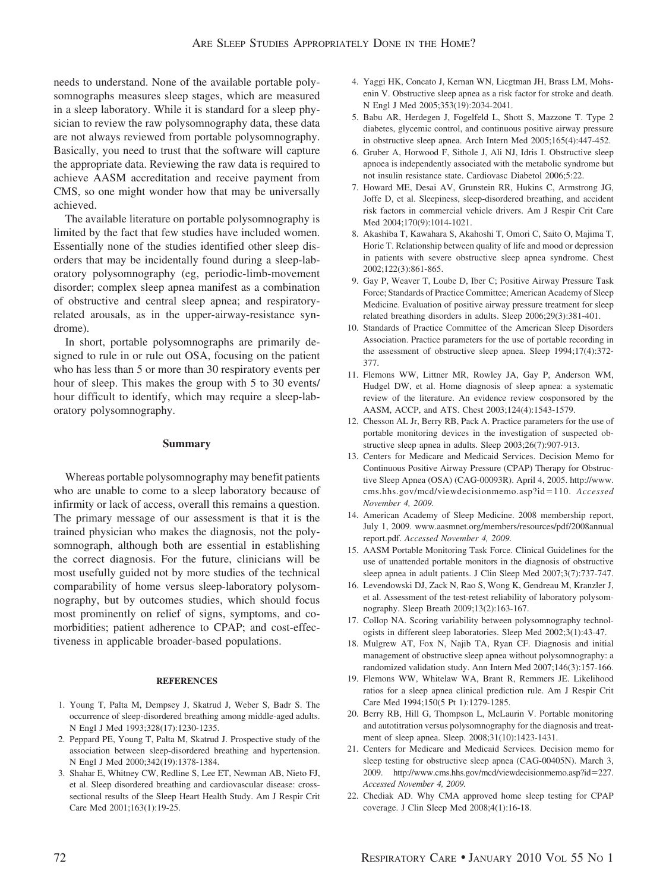needs to understand. None of the available portable polysomnographs measures sleep stages, which are measured in a sleep laboratory. While it is standard for a sleep physician to review the raw polysomnography data, these data are not always reviewed from portable polysomnography. Basically, you need to trust that the software will capture the appropriate data. Reviewing the raw data is required to achieve AASM accreditation and receive payment from CMS, so one might wonder how that may be universally achieved.

The available literature on portable polysomnography is limited by the fact that few studies have included women. Essentially none of the studies identified other sleep disorders that may be incidentally found during a sleep-laboratory polysomnography (eg, periodic-limb-movement disorder; complex sleep apnea manifest as a combination of obstructive and central sleep apnea; and respiratory-related arousals, as in the upper-airway-resistance syndrome).

In short, portable polysomnographs are primarily designed to rule in or rule out OSA, focusing on the patient who has less than 5 or more than 30 respiratory events per hour of sleep. This makes the group with 5 to 30 events/hour difficult to identify, which may require a sleep-laboratory polysomnography.

## Summary

Whereas portable polysomnography may benefit patients who are unable to come to a sleep laboratory because of infirmity or lack of access, overall this remains a question. The primary message of our assessment is that it is the trained physician who makes the diagnosis, not the polysomnograph, although both are essential in establishing the correct diagnosis. For the future, clinicians will be most usefully guided not by more studies of the technical comparability of home versus sleep-laboratory polysomnography, but by outcomes studies, which should focus most prominently on relief of signs, symptoms, and comorbidities; patient adherence to CPAP; and cost-effectiveness in applicable broader-based populations.

### REFERENCES

1. Young T, Palta M, Dempsey J, Skatrud J, Weber S, Badr S. The occurrence of sleep-disordered breathing among middle-aged adults. N Engl J Med 1993;328(17):1230-1235.
2. Peppard PE, Young T, Palta M, Skatrud J. Prospective study of the association between sleep-disordered breathing and hypertension. N Engl J Med 2000;342(19):1378-1384.
3. Shahar E, Whitney CW, Redline S, Lee ET, Newman AB, Nieto FJ, et al. Sleep disordered breathing and cardiovascular disease: cross-sectional results of the Sleep Heart Health Study. Am J Respir Crit Care Med 2001;163(1):19-25.
4. Yaggi HK, Concato J, Kernan WN, Licgtman JH, Brass LM, Mohsenin V. Obstructive sleep apnea as a risk factor for stroke and death. N Engl J Med 2005;353(19):2034-2041.
5. Babu AR, Herdegen J, Fogelfeld L, Shott S, Mazzone T. Type 2 diabetes, glycemic control, and continuous positive airway pressure in obstructive sleep apnea. Arch Intern Med 2005;165(4):447-452.
6. Gruber A, Horwood F, Sithole J, Ali NJ, Idris I. Obstructive sleep apnoea is independently associated with the metabolic syndrome but not insulin resistance state. Cardiovasc Diabetol 2006;5:22.
7. Howard ME, Desai AV, Grunstein RR, Hukins C, Armstrong JG, Joffe D, et al. Sleepiness, sleep-disordered breathing, and accident risk factors in commercial vehicle drivers. Am J Respir Crit Care Med 2004;170(9):1014-1021.
8. Akashiba T, Kawahara S, Akahoshi T, Omori C, Saito O, Majima T, Horie T. Relationship between quality of life and mood or depression in patients with severe obstructive sleep apnea syndrome. Chest 2002;122(3):861-865.
9. Gay P, Weaver T, Loube D, Iber C; Positive Airway Pressure Task Force; Standards of Practice Committee; American Academy of Sleep Medicine. Evaluation of positive airway pressure treatment for sleep related breathing disorders in adults. Sleep 2006;29(3):381-401.
10. Standards of Practice Committee of the American Sleep Disorders Association. Practice parameters for the use of portable recording in the assessment of obstructive sleep apnea. Sleep 1994;17(4):372-377.
11. Flemons WW, Littner MR, Rowley JA, Gay P, Anderson WM, Hudgel DW, et al. Home diagnosis of sleep apnea: a systematic review of the literature. An evidence review cosponsored by the AASM, ACCP, and ATS. Chest 2003;124(4):1543-1579.
12. Chesson AL Jr, Berry RB, Pack A. Practice parameters for the use of portable monitoring devices in the investigation of suspected obstructive sleep apnea in adults. Sleep 2003;26(7):907-913.
13. Centers for Medicare and Medicaid Services. Decision Memo for Continuous Positive Airway Pressure (CPAP) Therapy for Obstructive Sleep Apnea (OSA) (CAG-00093R). April 4, 2005. http://www.cms.hhs.gov/mcd/viewdecisionmemo.asp?id=110. *Accessed November 4, 2009.*
14. American Academy of Sleep Medicine. 2008 membership report, July 1, 2009. www.aasmnet.org/members/resources/pdf/2008annualreport.pdf. *Accessed November 4, 2009.*
15. AASM Portable Monitoring Task Force. Clinical Guidelines for the use of unattended portable monitors in the diagnosis of obstructive sleep apnea in adult patients. J Clin Sleep Med 2007;3(7):737-747.
16. Levendowski DJ, Zack N, Rao S, Wong K, Gendreau M, Kranzler J, et al. Assessment of the test-retest reliability of laboratory polysomnography. Sleep Breath 2009;13(2):163-167.
17. Collop NA. Scoring variability between polysomnography technologists in different sleep laboratories. Sleep Med 2002;3(1):43-47.
18. Mulgrew AT, Fox N, Najib TA, Ryan CF. Diagnosis and initial management of obstructive sleep apnea without polysomnography: a randomized validation study. Ann Intern Med 2007;146(3):157-166.
19. Flemons WW, Whitelaw WA, Brant R, Remmers JE. Likelihood ratios for a sleep apnea clinical prediction rule. Am J Respir Crit Care Med 1994;150(5 Pt 1):1279-1285.
20. Berry RB, Hill G, Thompson L, McLaurin V. Portable monitoring and autotitration versus polysomnography for the diagnosis and treatment of sleep apnea. Sleep. 2008;31(10):1423-1431.
21. Centers for Medicare and Medicaid Services. Decision memo for sleep testing for obstructive sleep apnea (CAG-00405N). March 3, 2009. http://www.cms.hhs.gov/mcd/viewdecisionmemo.asp?id=227. *Accessed November 4, 2009.*
22. Chediak AD. Why CMA approved home sleep testing for CPAP coverage. J Clin Sleep Med 2008;4(1):16-18.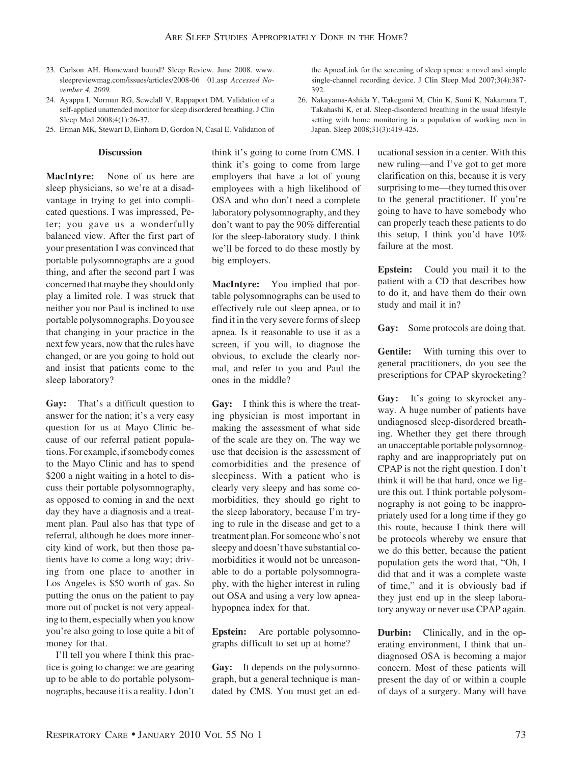23. Carlson AH. Homeward bound? Sleep Review. June 2008. www.sleepreviewmag.com/issues/articles/2008-06 01.asp *Accessed November 4, 2009.*
24. Ayappa I, Norman RG, Sewelall V, Rappaport DM. Validation of a self-applied unattended monitor for sleep disordered breathing. J Clin Sleep Med 2008;4(1):26-37.
25. Erman MK, Stewart D, Einhorn D, Gordon N, Casal E. Validation of the ApneaLink for the screening of sleep apnea: a novel and simple single-channel recording device. J Clin Sleep Med 2007;3(4):387-392.
26. Nakayama-Ashida Y, Takegami M, Chin K, Sumi K, Nakamura T, Takahashi K, et al. Sleep-disordered breathing in the usual lifestyle setting with home monitoring in a population of working men in Japan. Sleep 2008;31(3):419-425.

## Discussion

**MacIntyre:** None of us here are sleep physicians, so we're at a disadvantage in trying to get into complicated questions. I was impressed, Peter; you gave us a wonderfully balanced view. After the first part of your presentation I was convinced that portable polysomnographs are a good thing, and after the second part I was concerned that maybe they should only play a limited role. I was struck that neither you nor Paul is inclined to use portable polysomnographs. Do you see that changing in your practice in the next few years, now that the rules have changed, or are you going to hold out and insist that patients come to the sleep laboratory?

**Gay:** That's a difficult question to answer for the nation; it's a very easy question for us at Mayo Clinic because of our referral patient populations. For example, if somebody comes to the Mayo Clinic and has to spend $200 a night waiting in a hotel to discuss their portable polysomnography, as opposed to coming in and the next day they have a diagnosis and a treatment plan. Paul also has that type of referral, although he does more inner-city kind of work, but then those patients have to come a long way; driving from one place to another in Los Angeles is $50 worth of gas. So putting the onus on the patient to pay more out of pocket is not very appealing to them, especially when you know you're also going to lose quite a bit of money for that.

I'll tell you where I think this practice is going to change: we are gearing up to be able to do portable polysomnographs, because it is a reality. I don't think it's going to come from CMS. I think it's going to come from large employers that have a lot of young employees with a high likelihood of OSA and who don't need a complete laboratory polysomnography, and they don't want to pay the 90% differential for the sleep-laboratory study. I think we'll be forced to do these mostly by big employers.

**MacIntyre:** You implied that portable polysomnographs can be used to effectively rule out sleep apnea, or to find it in the very severe forms of sleep apnea. Is it reasonable to use it as a screen, if you will, to diagnose the obvious, to exclude the clearly normal, and refer to you and Paul the ones in the middle?

**Gay:** I think this is where the treating physician is most important in making the assessment of what side of the scale are they on. The way we use that decision is the assessment of comorbidities and the presence of sleepiness. With a patient who is clearly very sleepy and has some comorbidities, they should go right to the sleep laboratory, because I'm trying to rule in the disease and get to a treatment plan. For someone who's not sleepy and doesn't have substantial comorbidities it would not be unreasonable to do a portable polysomnography, with the higher interest in ruling out OSA and using a very low apnea-hypopnea index for that.

**Epstein:** Are portable polysomnographs difficult to set up at home?

**Gay:** It depends on the polysomnograph, but a general technique is mandated by CMS. You must get an educational session in a center. With this new ruling—and I've got to get more clarification on this, because it is very surprising to me—they turned this over to the general practitioner. If you're going to have to have somebody who can properly teach these patients to do this setup, I think you'd have 10% failure at the most.

**Epstein:** Could you mail it to the patient with a CD that describes how to do it, and have them do their own study and mail it in?

**Gay:** Some protocols are doing that.

**Gentile:** With turning this over to general practitioners, do you see the prescriptions for CPAP skyrocketing?

**Gay:** It's going to skyrocket anyway. A huge number of patients have undiagnosed sleep-disordered breathing. Whether they get there through an unacceptable portable polysomnography and are inappropriately put on CPAP is not the right question. I don't think it will be that hard, once we figure this out. I think portable polysomnography is not going to be inappropriately used for a long time if they go this route, because I think there will be protocols whereby we ensure that we do this better, because the patient population gets the word that, "Oh, I did that and it was a complete waste of time," and it is obviously bad if they just end up in the sleep laboratory anyway or never use CPAP again.

**Durbin:** Clinically, and in the operating environment, I think that undiagnosed OSA is becoming a major concern. Most of these patients will present the day of or within a couple of days of a surgery. Many will have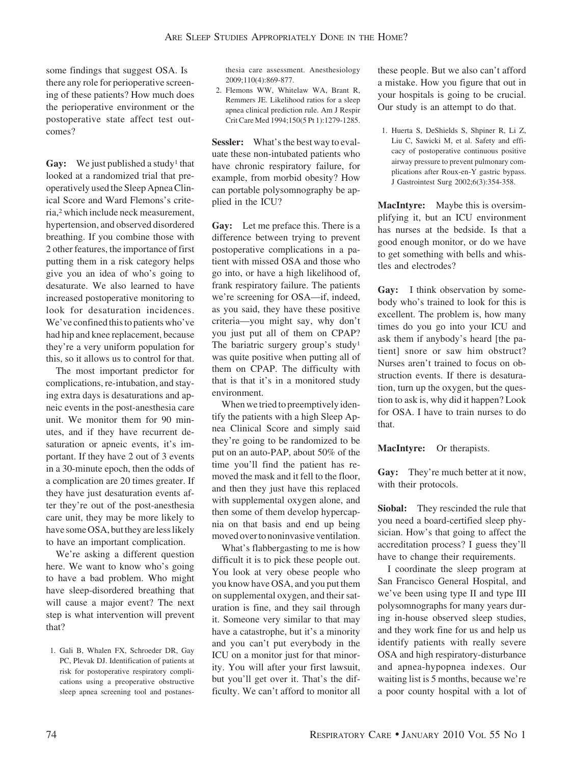some findings that suggest OSA. Is there any role for perioperative screening of these patients? How much does the perioperative environment or the postoperative state affect test outcomes?

**Gay:** We just published a study[1] that looked at a randomized trial that preoperatively used the Sleep Apnea Clinical Score and Ward Flemons's criteria,[2] which include neck measurement, hypertension, and observed disordered breathing. If you combine those with 2 other features, the importance of first putting them in a risk category helps give you an idea of who's going to desaturate. We also learned to have increased postoperative monitoring to look for desaturation incidences. We've confined this to patients who've had hip and knee replacement, because they're a very uniform population for this, so it allows us to control for that.

The most important predictor for complications, re-intubation, and staying extra days is desaturations and apneic events in the post-anesthesia care unit. We monitor them for 90 minutes, and if they have recurrent desaturation or apneic events, it's important. If they have 2 out of 3 events in a 30-minute epoch, then the odds of a complication are 20 times greater. If they have just desaturation events after they're out of the post-anesthesia care unit, they may be more likely to have some OSA, but they are less likely to have an important complication.

We're asking a different question here. We want to know who's going to have a bad problem. Who might have sleep-disordered breathing that will cause a major event? The next step is what intervention will prevent that?

1. Gali B, Whalen FX, Schroeder DR, Gay PC, Plevak DJ. Identification of patients at risk for postoperative respiratory complications using a preoperative obstructive sleep apnea screening tool and postanesthesia care assessment. Anesthesiology 2009;110(4):869-877.
2. Flemons WW, Whitelaw WA, Brant R, Remmers JE. Likelihood ratios for a sleep apnea clinical prediction rule. Am J Respir Crit Care Med 1994;150(5 Pt 1):1279-1285.

**Sessler:** What's the best way to evaluate these non-intubated patients who have chronic respiratory failure, for example, from morbid obesity? How can portable polysomnography be applied in the ICU?

**Gay:** Let me preface this. There is a difference between trying to prevent postoperative complications in a patient with missed OSA and those who go into, or have a high likelihood of, frank respiratory failure. The patients we're screening for OSA—if, indeed, as you said, they have these positive criteria—you might say, why don't you just put all of them on CPAP? The bariatric surgery group's study[1] was quite positive when putting all of them on CPAP. The difficulty with that is that it's in a monitored study environment.

When we tried to preemptively identify the patients with a high Sleep Apnea Clinical Score and simply said they're going to be randomized to be put on an auto-PAP, about 50% of the time you'll find the patient has removed the mask and it fell to the floor, and then they just have this replaced with supplemental oxygen alone, and then some of them develop hypercapnia on that basis and end up being moved over to noninvasive ventilation.

What's flabbergasting to me is how difficult it is to pick these people out. You look at very obese people who you know have OSA, and you put them on supplemental oxygen, and their saturation is fine, and they sail through it. Someone very similar to that may have a catastrophe, but it's a minority and you can't put everybody in the ICU on a monitor just for that minority. You will after your first lawsuit, but you'll get over it. That's the difficulty. We can't afford to monitor all these people. But we also can't afford a mistake. How you figure that out in your hospitals is going to be crucial. Our study is an attempt to do that.

1. Huerta S, DeShields S, Shpiner R, Li Z, Liu C, Sawicki M, et al. Safety and efficacy of postoperative continuous positive airway pressure to prevent pulmonary complications after Roux-en-Y gastric bypass. J Gastrointest Surg 2002;6(3):354-358.

**MacIntyre:** Maybe this is oversimplifying it, but an ICU environment has nurses at the bedside. Is that a good enough monitor, or do we have to get something with bells and whistles and electrodes?

**Gay:** I think observation by somebody who's trained to look for this is excellent. The problem is, how many times do you go into your ICU and ask them if anybody's heard [the patient] snore or saw him obstruct? Nurses aren't trained to focus on obstruction events. If there is desaturation, turn up the oxygen, but the question to ask is, why did it happen? Look for OSA. I have to train nurses to do that.

**MacIntyre:** Or therapists.

**Gay:** They're much better at it now, with their protocols.

**Siobal:** They rescinded the rule that you need a board-certified sleep physician. How's that going to affect the accreditation process? I guess they'll have to change their requirements.

I coordinate the sleep program at San Francisco General Hospital, and we've been using type II and type III polysomnographs for many years during in-house observed sleep studies, and they work fine for us and help us identify patients with really severe OSA and high respiratory-disturbance and apnea-hypopnea indexes. Our waiting list is 5 months, because we're a poor county hospital with a lot of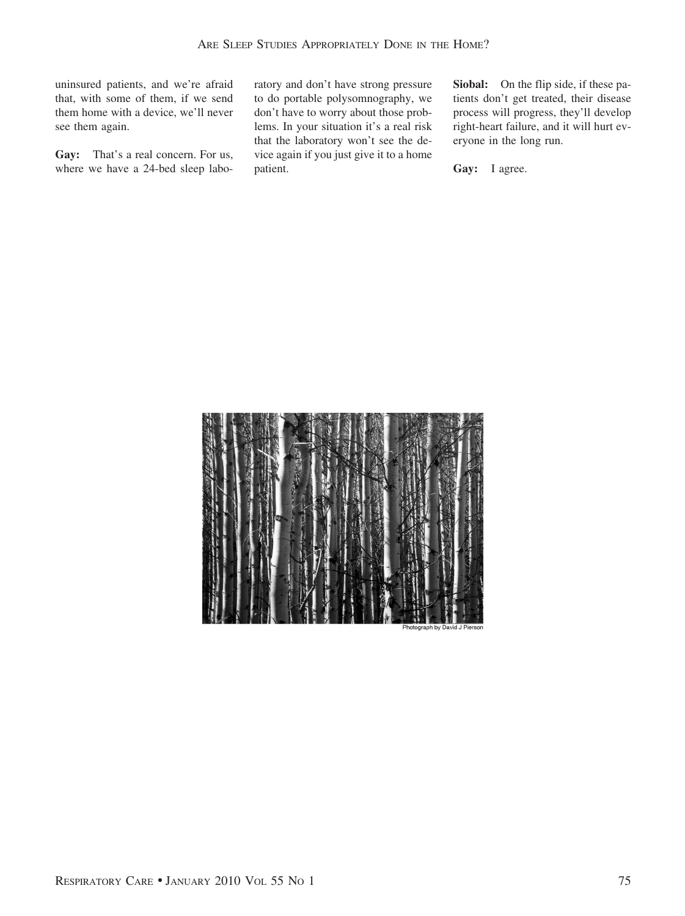uninsured patients, and we're afraid that, with some of them, if we send them home with a device, we'll never see them again.

**Gay:** That's a real concern. For us, where we have a 24-bed sleep laboratory and don't have strong pressure to do portable polysomnography, we don't have to worry about those problems. In your situation it's a real risk that the laboratory won't see the device again if you just give it to a home patient.

**Siobal:** On the flip side, if these patients don't get treated, their disease process will progress, they'll develop right-heart failure, and it will hurt everyone in the long run.

**Gay:** I agree.

Photograph by David J Pierson